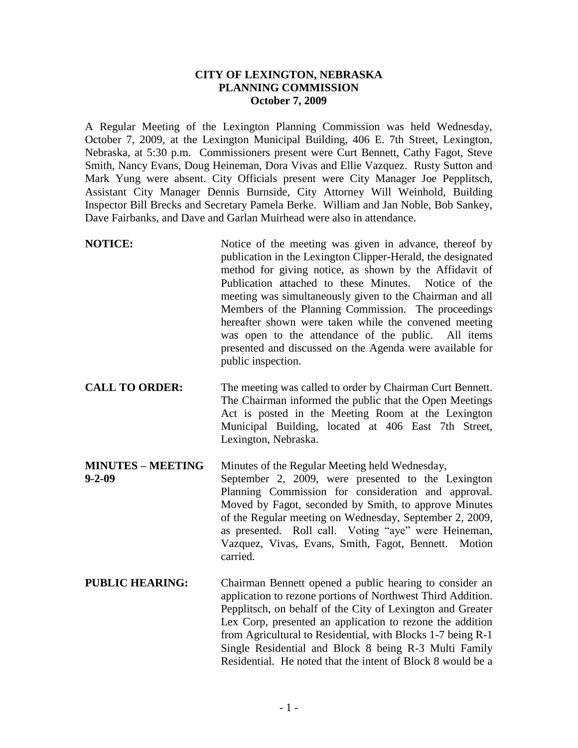**CITY OF LEXINGTON, NEBRASKA**
**PLANNING COMMISSION**
**October 7, 2009**

A Regular Meeting of the Lexington Planning Commission was held Wednesday, October 7, 2009, at the Lexington Municipal Building, 406 E. 7th Street, Lexington, Nebraska, at 5:30 p.m. Commissioners present were Curt Bennett, Cathy Fagot, Steve Smith, Nancy Evans, Doug Heineman, Dora Vivas and Ellie Vazquez. Rusty Sutton and Mark Yung were absent. City Officials present were City Manager Joe Pepplitsch, Assistant City Manager Dennis Burnside, City Attorney Will Weinhold, Building Inspector Bill Brecks and Secretary Pamela Berke. William and Jan Noble, Bob Sankey, Dave Fairbanks, and Dave and Garlan Muirhead were also in attendance.

**NOTICE:** Notice of the meeting was given in advance, thereof by publication in the Lexington Clipper-Herald, the designated method for giving notice, as shown by the Affidavit of Publication attached to these Minutes. Notice of the meeting was simultaneously given to the Chairman and all Members of the Planning Commission. The proceedings hereafter shown were taken while the convened meeting was open to the attendance of the public. All items presented and discussed on the Agenda were available for public inspection.

**CALL TO ORDER:** The meeting was called to order by Chairman Curt Bennett. The Chairman informed the public that the Open Meetings Act is posted in the Meeting Room at the Lexington Municipal Building, located at 406 East 7th Street, Lexington, Nebraska.

**MINUTES – MEETING 9-2-09** Minutes of the Regular Meeting held Wednesday, September 2, 2009, were presented to the Lexington Planning Commission for consideration and approval. Moved by Fagot, seconded by Smith, to approve Minutes of the Regular meeting on Wednesday, September 2, 2009, as presented. Roll call. Voting "aye" were Heineman, Vazquez, Vivas, Evans, Smith, Fagot, Bennett. Motion carried.

**PUBLIC HEARING:** Chairman Bennett opened a public hearing to consider an application to rezone portions of Northwest Third Addition. Pepplitsch, on behalf of the City of Lexington and Greater Lex Corp, presented an application to rezone the addition from Agricultural to Residential, with Blocks 1-7 being R-1 Single Residential and Block 8 being R-3 Multi Family Residential. He noted that the intent of Block 8 would be a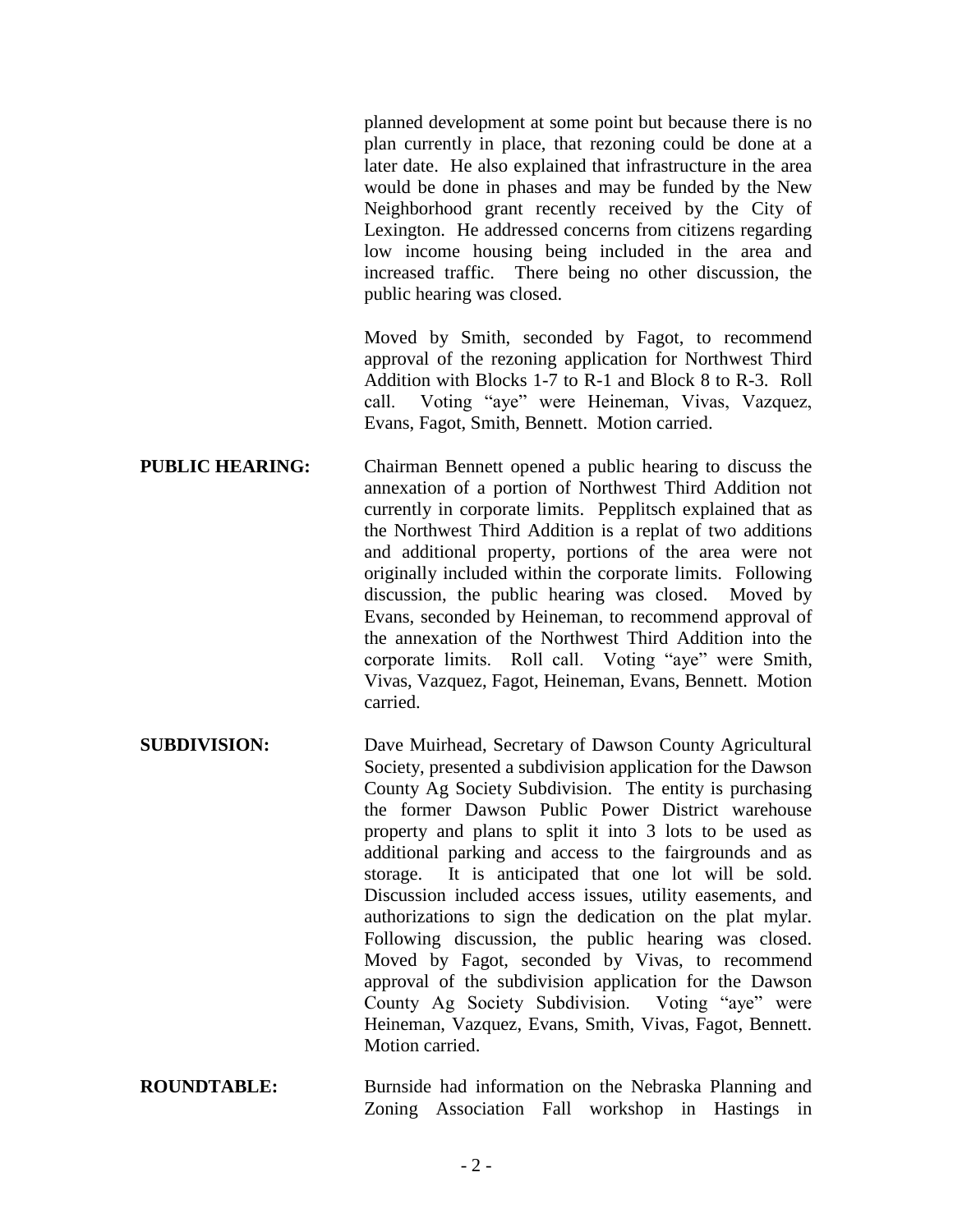planned development at some point but because there is no plan currently in place, that rezoning could be done at a later date. He also explained that infrastructure in the area would be done in phases and may be funded by the New Neighborhood grant recently received by the City of Lexington. He addressed concerns from citizens regarding low income housing being included in the area and increased traffic. There being no other discussion, the public hearing was closed.

Moved by Smith, seconded by Fagot, to recommend approval of the rezoning application for Northwest Third Addition with Blocks 1-7 to R-1 and Block 8 to R-3. Roll call. Voting "aye" were Heineman, Vivas, Vazquez, Evans, Fagot, Smith, Bennett. Motion carried.

**PUBLIC HEARING:** Chairman Bennett opened a public hearing to discuss the annexation of a portion of Northwest Third Addition not currently in corporate limits. Pepplitsch explained that as the Northwest Third Addition is a replat of two additions and additional property, portions of the area were not originally included within the corporate limits. Following discussion, the public hearing was closed. Moved by Evans, seconded by Heineman, to recommend approval of the annexation of the Northwest Third Addition into the corporate limits. Roll call. Voting "aye" were Smith, Vivas, Vazquez, Fagot, Heineman, Evans, Bennett. Motion carried.

**SUBDIVISION:** Dave Muirhead, Secretary of Dawson County Agricultural Society, presented a subdivision application for the Dawson County Ag Society Subdivision. The entity is purchasing the former Dawson Public Power District warehouse property and plans to split it into 3 lots to be used as additional parking and access to the fairgrounds and as storage. It is anticipated that one lot will be sold. Discussion included access issues, utility easements, and authorizations to sign the dedication on the plat mylar. Following discussion, the public hearing was closed. Moved by Fagot, seconded by Vivas, to recommend approval of the subdivision application for the Dawson County Ag Society Subdivision. Voting "aye" were Heineman, Vazquez, Evans, Smith, Vivas, Fagot, Bennett. Motion carried.

**ROUNDTABLE:** Burnside had information on the Nebraska Planning and Zoning Association Fall workshop in Hastings in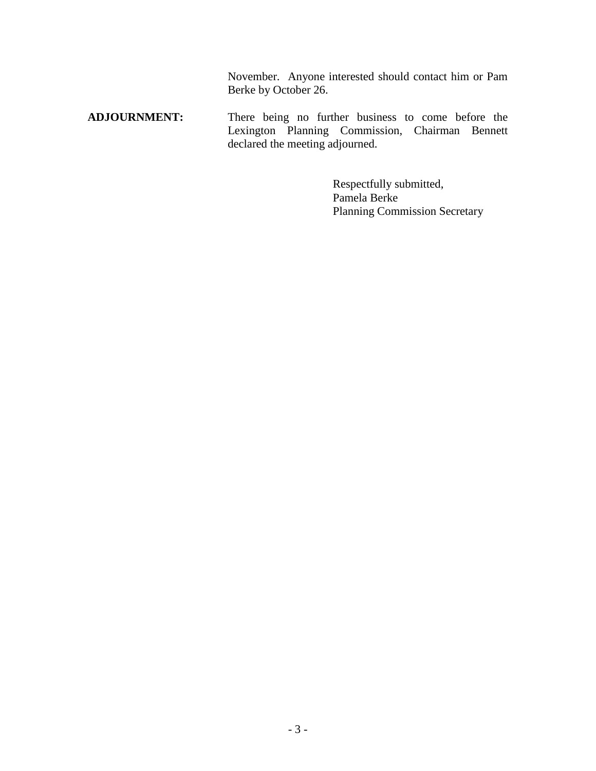November. Anyone interested should contact him or Pam Berke by October 26.

**ADJOURNMENT:** There being no further business to come before the Lexington Planning Commission, Chairman Bennett declared the meeting adjourned.

Respectfully submitted,
Pamela Berke
Planning Commission Secretary